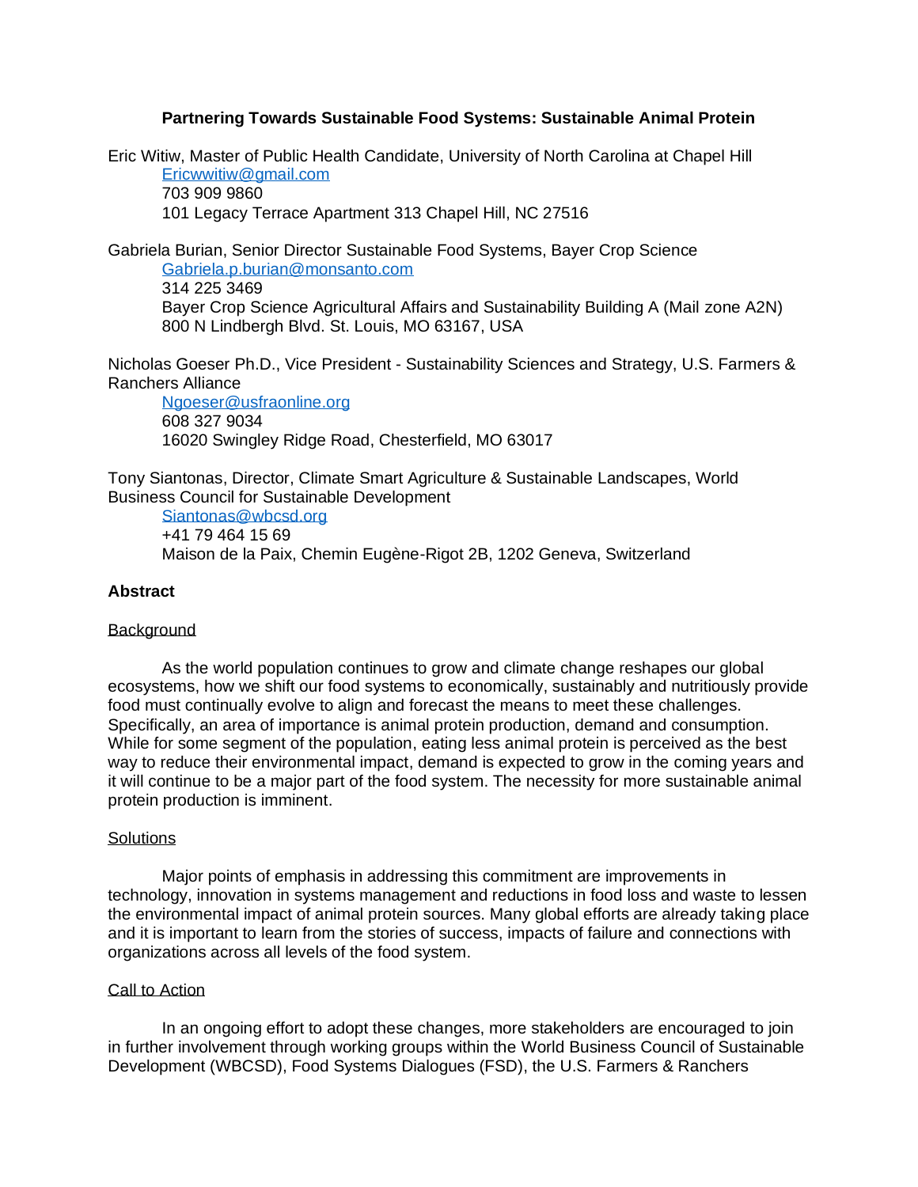# Partnering Towards Sustainable Food Systems: Sustainable Animal Protein

Eric Witiw, Master of Public Health Candidate, University of North Carolina at Chapel Hill
Ericwwitiw@gmail.com
703 909 9860
101 Legacy Terrace Apartment 313 Chapel Hill, NC 27516

Gabriela Burian, Senior Director Sustainable Food Systems, Bayer Crop Science
Gabriela.p.burian@monsanto.com
314 225 3469
Bayer Crop Science Agricultural Affairs and Sustainability Building A (Mail zone A2N)
800 N Lindbergh Blvd. St. Louis, MO 63167, USA

Nicholas Goeser Ph.D., Vice President - Sustainability Sciences and Strategy, U.S. Farmers & Ranchers Alliance
Ngoeser@usfraonline.org
608 327 9034
16020 Swingley Ridge Road, Chesterfield, MO 63017

Tony Siantonas, Director, Climate Smart Agriculture & Sustainable Landscapes, World Business Council for Sustainable Development
Siantonas@wbcsd.org
+41 79 464 15 69
Maison de la Paix, Chemin Eugène-Rigot 2B, 1202 Geneva, Switzerland

## Abstract

### Background

As the world population continues to grow and climate change reshapes our global ecosystems, how we shift our food systems to economically, sustainably and nutritiously provide food must continually evolve to align and forecast the means to meet these challenges. Specifically, an area of importance is animal protein production, demand and consumption. While for some segment of the population, eating less animal protein is perceived as the best way to reduce their environmental impact, demand is expected to grow in the coming years and it will continue to be a major part of the food system. The necessity for more sustainable animal protein production is imminent.

### Solutions

Major points of emphasis in addressing this commitment are improvements in technology, innovation in systems management and reductions in food loss and waste to lessen the environmental impact of animal protein sources. Many global efforts are already taking place and it is important to learn from the stories of success, impacts of failure and connections with organizations across all levels of the food system.

### Call to Action

In an ongoing effort to adopt these changes, more stakeholders are encouraged to join in further involvement through working groups within the World Business Council of Sustainable Development (WBCSD), Food Systems Dialogues (FSD), the U.S. Farmers & Ranchers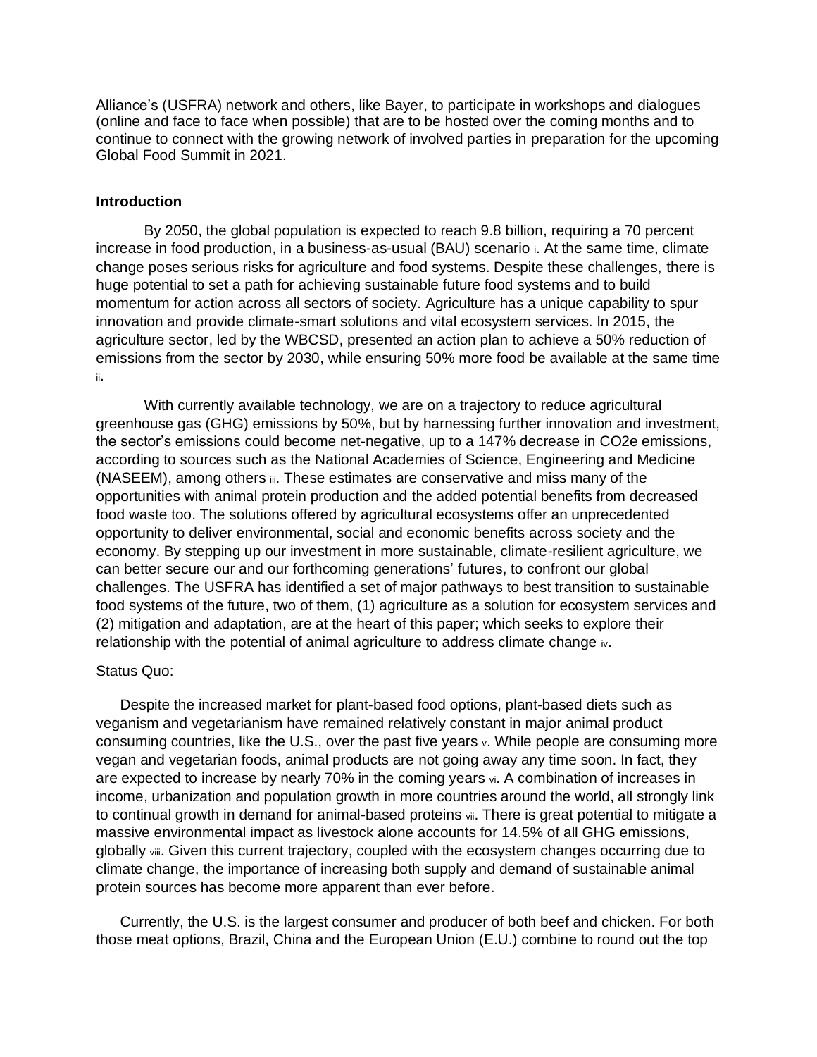Alliance's (USFRA) network and others, like Bayer, to participate in workshops and dialogues (online and face to face when possible) that are to be hosted over the coming months and to continue to connect with the growing network of involved parties in preparation for the upcoming Global Food Summit in 2021.

**Introduction**

By 2050, the global population is expected to reach 9.8 billion, requiring a 70 percent increase in food production, in a business-as-usual (BAU) scenario [i]. At the same time, climate change poses serious risks for agriculture and food systems. Despite these challenges, there is huge potential to set a path for achieving sustainable future food systems and to build momentum for action across all sectors of society. Agriculture has a unique capability to spur innovation and provide climate-smart solutions and vital ecosystem services. In 2015, the agriculture sector, led by the WBCSD, presented an action plan to achieve a 50% reduction of emissions from the sector by 2030, while ensuring 50% more food be available at the same time [ii].

With currently available technology, we are on a trajectory to reduce agricultural greenhouse gas (GHG) emissions by 50%, but by harnessing further innovation and investment, the sector's emissions could become net-negative, up to a 147% decrease in CO2e emissions, according to sources such as the National Academies of Science, Engineering and Medicine (NASEEM), among others [iii]. These estimates are conservative and miss many of the opportunities with animal protein production and the added potential benefits from decreased food waste too. The solutions offered by agricultural ecosystems offer an unprecedented opportunity to deliver environmental, social and economic benefits across society and the economy. By stepping up our investment in more sustainable, climate-resilient agriculture, we can better secure our and our forthcoming generations' futures, to confront our global challenges. The USFRA has identified a set of major pathways to best transition to sustainable food systems of the future, two of them, (1) agriculture as a solution for ecosystem services and (2) mitigation and adaptation, are at the heart of this paper; which seeks to explore their relationship with the potential of animal agriculture to address climate change [iv].

<u>Status Quo:</u>

Despite the increased market for plant-based food options, plant-based diets such as veganism and vegetarianism have remained relatively constant in major animal product consuming countries, like the U.S., over the past five years [v]. While people are consuming more vegan and vegetarian foods, animal products are not going away any time soon. In fact, they are expected to increase by nearly 70% in the coming years [vi]. A combination of increases in income, urbanization and population growth in more countries around the world, all strongly link to continual growth in demand for animal-based proteins [vii]. There is great potential to mitigate a massive environmental impact as livestock alone accounts for 14.5% of all GHG emissions, globally [viii]. Given this current trajectory, coupled with the ecosystem changes occurring due to climate change, the importance of increasing both supply and demand of sustainable animal protein sources has become more apparent than ever before.

Currently, the U.S. is the largest consumer and producer of both beef and chicken. For both those meat options, Brazil, China and the European Union (E.U.) combine to round out the top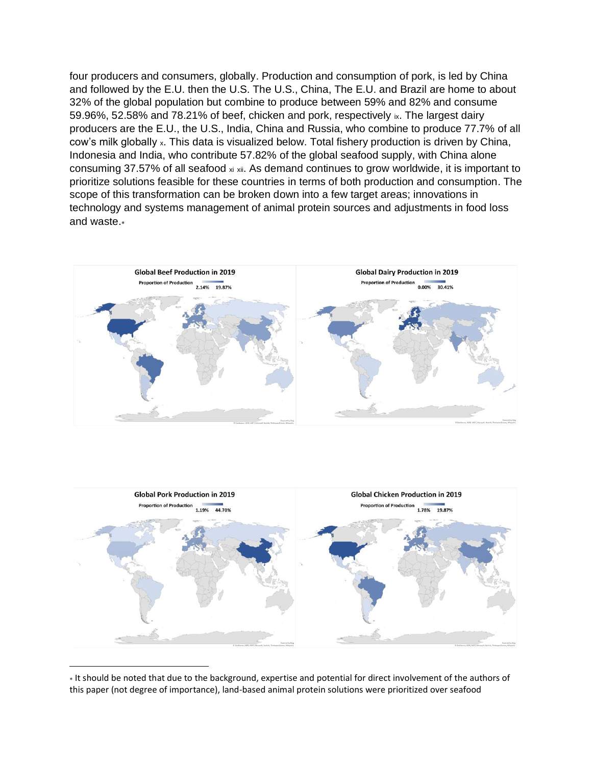four producers and consumers, globally. Production and consumption of pork, is led by China and followed by the E.U. then the U.S. The U.S., China, The E.U. and Brazil are home to about 32% of the global population but combine to produce between 59% and 82% and consume 59.96%, 52.58% and 78.21% of beef, chicken and pork, respectively [ix]. The largest dairy producers are the E.U., the U.S., India, China and Russia, who combine to produce 77.7% of all cow's milk globally [x]. This data is visualized below. Total fishery production is driven by China, Indonesia and India, who contribute 57.82% of the global seafood supply, with China alone consuming 37.57% of all seafood [xi] [xii]. As demand continues to grow worldwide, it is important to prioritize solutions feasible for these countries in terms of both production and consumption. The scope of this transformation can be broken down into a few target areas; innovations in technology and systems management of animal protein sources and adjustments in food loss and waste.[*]

**Global Beef Production in 2019**

Proportion of Production: 2.14% – 19.87%

**Global Dairy Production in 2019**

Proportion of Production: 0.00% – 30.41%

**Global Pork Production in 2019**

Proportion of Production: 1.19% – 44.70%

**Global Chicken Production in 2019**

Proportion of Production: 1.78% – 19.87%

---

[*] It should be noted that due to the background, expertise and potential for direct involvement of the authors of this paper (not degree of importance), land-based animal protein solutions were prioritized over seafood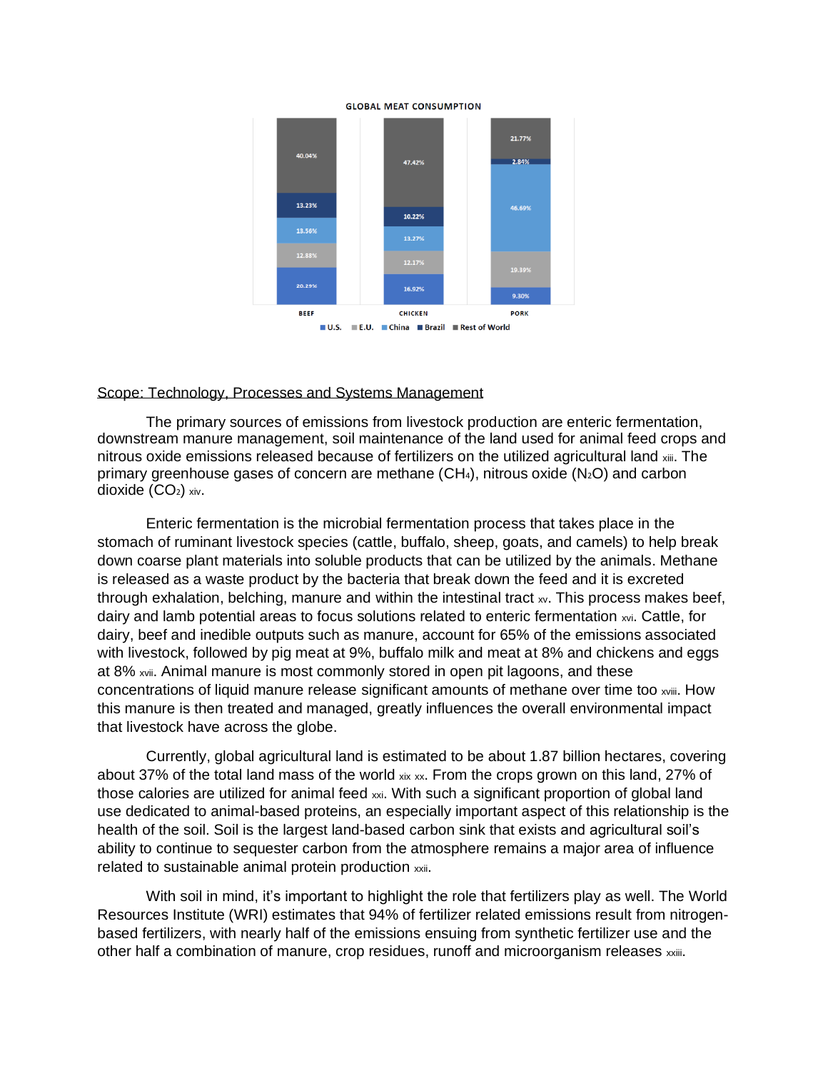**GLOBAL MEAT CONSUMPTION**

| | BEEF | CHICKEN | PORK |
|---|---|---|---|
| U.S. | 20.29% | 16.92% | 9.30% |
| E.U. | 12.88% | 12.17% | 19.39% |
| China | 13.56% | 13.27% | 46.69% |
| Brazil | 13.23% | 10.22% | 2.84% |
| Rest of World | 40.04% | 47.42% | 21.77% |

## Scope: Technology, Processes and Systems Management

The primary sources of emissions from livestock production are enteric fermentation, downstream manure management, soil maintenance of the land used for animal feed crops and nitrous oxide emissions released because of fertilizers on the utilized agricultural land [xiii]. The primary greenhouse gases of concern are methane ($CH_4$), nitrous oxide ($N_2O$) and carbon dioxide ($CO_2$) [xiv].

Enteric fermentation is the microbial fermentation process that takes place in the stomach of ruminant livestock species (cattle, buffalo, sheep, goats, and camels) to help break down coarse plant materials into soluble products that can be utilized by the animals. Methane is released as a waste product by the bacteria that break down the feed and it is excreted through exhalation, belching, manure and within the intestinal tract [xv]. This process makes beef, dairy and lamb potential areas to focus solutions related to enteric fermentation [xvi]. Cattle, for dairy, beef and inedible outputs such as manure, account for 65% of the emissions associated with livestock, followed by pig meat at 9%, buffalo milk and meat at 8% and chickens and eggs at 8% [xvii]. Animal manure is most commonly stored in open pit lagoons, and these concentrations of liquid manure release significant amounts of methane over time too [xviii]. How this manure is then treated and managed, greatly influences the overall environmental impact that livestock have across the globe.

Currently, global agricultural land is estimated to be about 1.87 billion hectares, covering about 37% of the total land mass of the world [xix] [xx]. From the crops grown on this land, 27% of those calories are utilized for animal feed [xxi]. With such a significant proportion of global land use dedicated to animal-based proteins, an especially important aspect of this relationship is the health of the soil. Soil is the largest land-based carbon sink that exists and agricultural soil's ability to continue to sequester carbon from the atmosphere remains a major area of influence related to sustainable animal protein production [xxii].

With soil in mind, it's important to highlight the role that fertilizers play as well. The World Resources Institute (WRI) estimates that 94% of fertilizer related emissions result from nitrogen-based fertilizers, with nearly half of the emissions ensuing from synthetic fertilizer use and the other half a combination of manure, crop residues, runoff and microorganism releases [xxiii].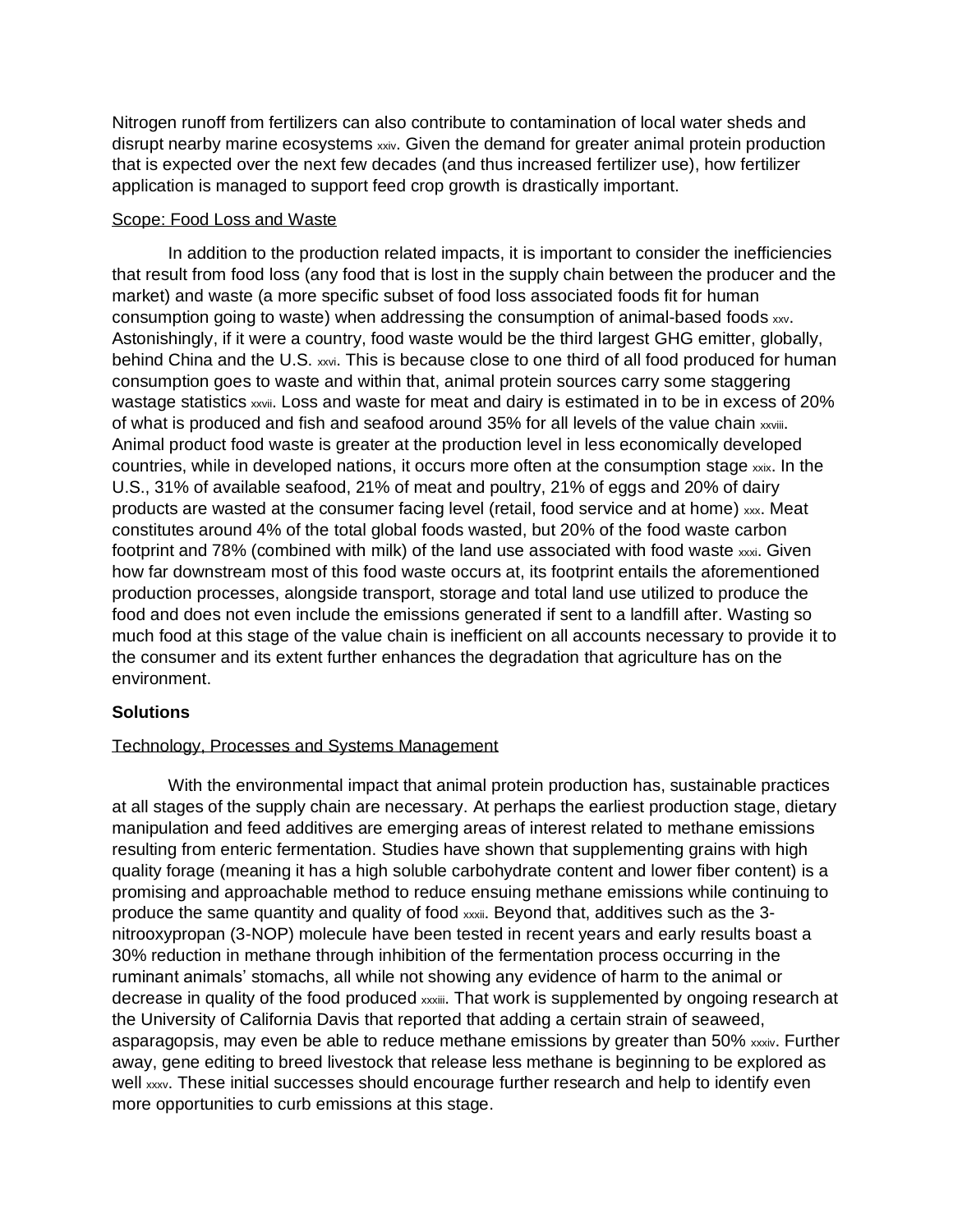Nitrogen runoff from fertilizers can also contribute to contamination of local water sheds and disrupt nearby marine ecosystems [xxiv]. Given the demand for greater animal protein production that is expected over the next few decades (and thus increased fertilizer use), how fertilizer application is managed to support feed crop growth is drastically important.

Scope: Food Loss and Waste

In addition to the production related impacts, it is important to consider the inefficiencies that result from food loss (any food that is lost in the supply chain between the producer and the market) and waste (a more specific subset of food loss associated foods fit for human consumption going to waste) when addressing the consumption of animal-based foods [xxv]. Astonishingly, if it were a country, food waste would be the third largest GHG emitter, globally, behind China and the U.S. [xxvi]. This is because close to one third of all food produced for human consumption goes to waste and within that, animal protein sources carry some staggering wastage statistics [xxvii]. Loss and waste for meat and dairy is estimated in to be in excess of 20% of what is produced and fish and seafood around 35% for all levels of the value chain [xxviii]. Animal product food waste is greater at the production level in less economically developed countries, while in developed nations, it occurs more often at the consumption stage [xxix]. In the U.S., 31% of available seafood, 21% of meat and poultry, 21% of eggs and 20% of dairy products are wasted at the consumer facing level (retail, food service and at home) [xxx]. Meat constitutes around 4% of the total global foods wasted, but 20% of the food waste carbon footprint and 78% (combined with milk) of the land use associated with food waste [xxxi]. Given how far downstream most of this food waste occurs at, its footprint entails the aforementioned production processes, alongside transport, storage and total land use utilized to produce the food and does not even include the emissions generated if sent to a landfill after. Wasting so much food at this stage of the value chain is inefficient on all accounts necessary to provide it to the consumer and its extent further enhances the degradation that agriculture has on the environment.

**Solutions**

Technology, Processes and Systems Management

With the environmental impact that animal protein production has, sustainable practices at all stages of the supply chain are necessary. At perhaps the earliest production stage, dietary manipulation and feed additives are emerging areas of interest related to methane emissions resulting from enteric fermentation. Studies have shown that supplementing grains with high quality forage (meaning it has a high soluble carbohydrate content and lower fiber content) is a promising and approachable method to reduce ensuing methane emissions while continuing to produce the same quantity and quality of food [xxxii]. Beyond that, additives such as the 3-nitrooxypropan (3-NOP) molecule have been tested in recent years and early results boast a 30% reduction in methane through inhibition of the fermentation process occurring in the ruminant animals' stomachs, all while not showing any evidence of harm to the animal or decrease in quality of the food produced [xxxiii]. That work is supplemented by ongoing research at the University of California Davis that reported that adding a certain strain of seaweed, asparagopsis, may even be able to reduce methane emissions by greater than 50% [xxxiv]. Further away, gene editing to breed livestock that release less methane is beginning to be explored as well [xxxv]. These initial successes should encourage further research and help to identify even more opportunities to curb emissions at this stage.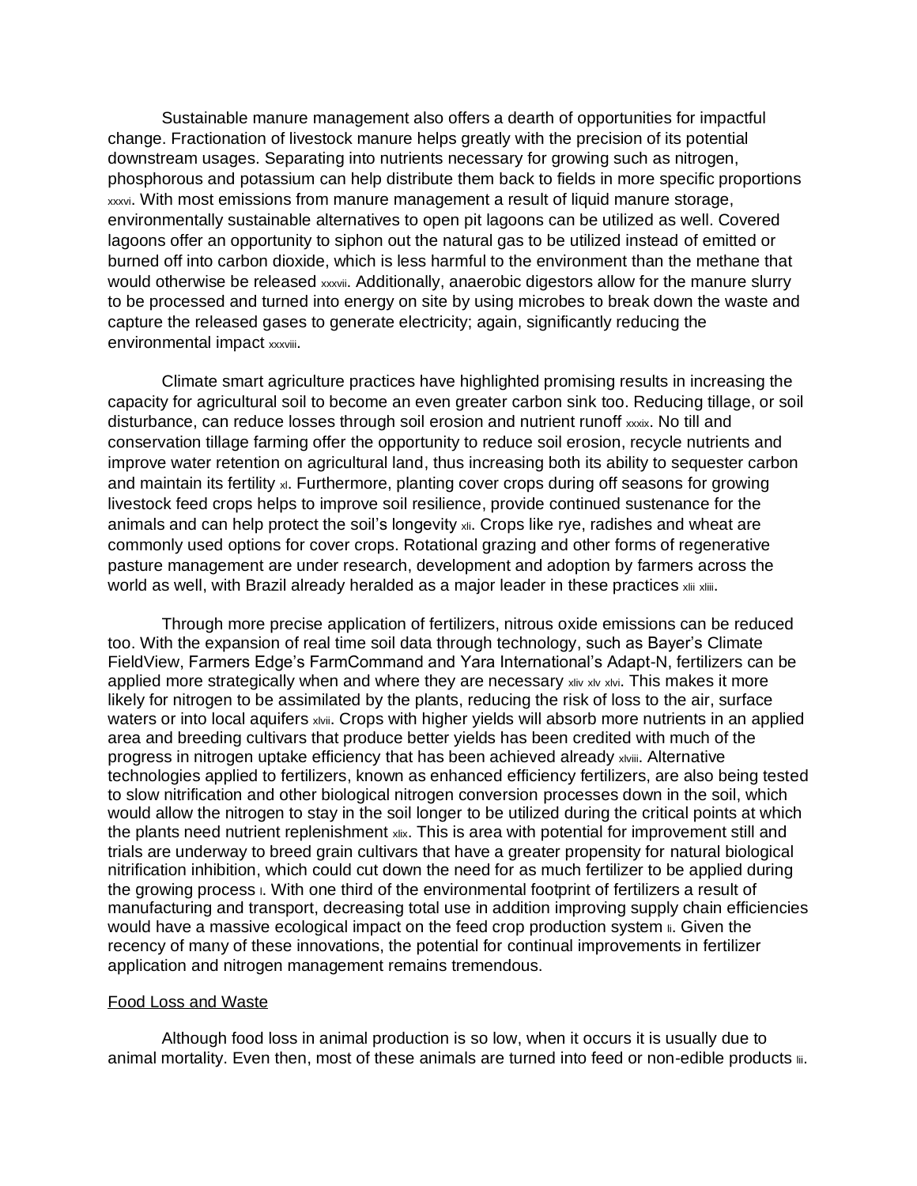Sustainable manure management also offers a dearth of opportunities for impactful change. Fractionation of livestock manure helps greatly with the precision of its potential downstream usages. Separating into nutrients necessary for growing such as nitrogen, phosphorous and potassium can help distribute them back to fields in more specific proportions [xxxvi]. With most emissions from manure management a result of liquid manure storage, environmentally sustainable alternatives to open pit lagoons can be utilized as well. Covered lagoons offer an opportunity to siphon out the natural gas to be utilized instead of emitted or burned off into carbon dioxide, which is less harmful to the environment than the methane that would otherwise be released [xxxvii]. Additionally, anaerobic digestors allow for the manure slurry to be processed and turned into energy on site by using microbes to break down the waste and capture the released gases to generate electricity; again, significantly reducing the environmental impact [xxxviii].

Climate smart agriculture practices have highlighted promising results in increasing the capacity for agricultural soil to become an even greater carbon sink too. Reducing tillage, or soil disturbance, can reduce losses through soil erosion and nutrient runoff [xxxix]. No till and conservation tillage farming offer the opportunity to reduce soil erosion, recycle nutrients and improve water retention on agricultural land, thus increasing both its ability to sequester carbon and maintain its fertility [xl]. Furthermore, planting cover crops during off seasons for growing livestock feed crops helps to improve soil resilience, provide continued sustenance for the animals and can help protect the soil's longevity [xli]. Crops like rye, radishes and wheat are commonly used options for cover crops. Rotational grazing and other forms of regenerative pasture management are under research, development and adoption by farmers across the world as well, with Brazil already heralded as a major leader in these practices [xlii] [xliii].

Through more precise application of fertilizers, nitrous oxide emissions can be reduced too. With the expansion of real time soil data through technology, such as Bayer's Climate FieldView, Farmers Edge's FarmCommand and Yara International's Adapt-N, fertilizers can be applied more strategically when and where they are necessary [xliv] [xlv] [xlvi]. This makes it more likely for nitrogen to be assimilated by the plants, reducing the risk of loss to the air, surface waters or into local aquifers [xlvii]. Crops with higher yields will absorb more nutrients in an applied area and breeding cultivars that produce better yields has been credited with much of the progress in nitrogen uptake efficiency that has been achieved already [xlviii]. Alternative technologies applied to fertilizers, known as enhanced efficiency fertilizers, are also being tested to slow nitrification and other biological nitrogen conversion processes down in the soil, which would allow the nitrogen to stay in the soil longer to be utilized during the critical points at which the plants need nutrient replenishment [xlix]. This is area with potential for improvement still and trials are underway to breed grain cultivars that have a greater propensity for natural biological nitrification inhibition, which could cut down the need for as much fertilizer to be applied during the growing process [l]. With one third of the environmental footprint of fertilizers a result of manufacturing and transport, decreasing total use in addition improving supply chain efficiencies would have a massive ecological impact on the feed crop production system [li]. Given the recency of many of these innovations, the potential for continual improvements in fertilizer application and nitrogen management remains tremendous.

## Food Loss and Waste

Although food loss in animal production is so low, when it occurs it is usually due to animal mortality. Even then, most of these animals are turned into feed or non-edible products [lii].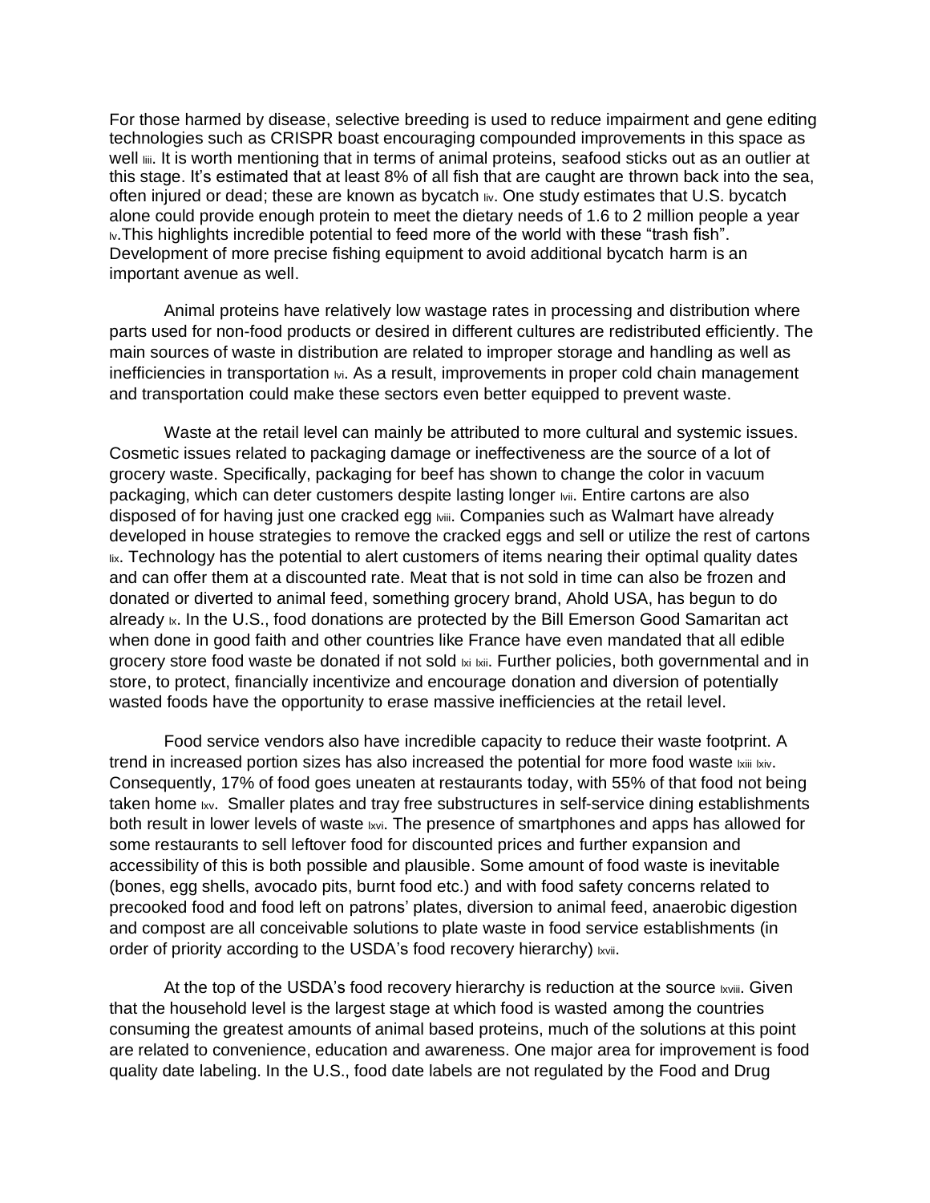For those harmed by disease, selective breeding is used to reduce impairment and gene editing technologies such as CRISPR boast encouraging compounded improvements in this space as well [liii]. It is worth mentioning that in terms of animal proteins, seafood sticks out as an outlier at this stage. It's estimated that at least 8% of all fish that are caught are thrown back into the sea, often injured or dead; these are known as bycatch [liv]. One study estimates that U.S. bycatch alone could provide enough protein to meet the dietary needs of 1.6 to 2 million people a year [lv].This highlights incredible potential to feed more of the world with these "trash fish". Development of more precise fishing equipment to avoid additional bycatch harm is an important avenue as well.

Animal proteins have relatively low wastage rates in processing and distribution where parts used for non-food products or desired in different cultures are redistributed efficiently. The main sources of waste in distribution are related to improper storage and handling as well as inefficiencies in transportation [lvi]. As a result, improvements in proper cold chain management and transportation could make these sectors even better equipped to prevent waste.

Waste at the retail level can mainly be attributed to more cultural and systemic issues. Cosmetic issues related to packaging damage or ineffectiveness are the source of a lot of grocery waste. Specifically, packaging for beef has shown to change the color in vacuum packaging, which can deter customers despite lasting longer [lvii]. Entire cartons are also disposed of for having just one cracked egg [lviii]. Companies such as Walmart have already developed in house strategies to remove the cracked eggs and sell or utilize the rest of cartons [lix]. Technology has the potential to alert customers of items nearing their optimal quality dates and can offer them at a discounted rate. Meat that is not sold in time can also be frozen and donated or diverted to animal feed, something grocery brand, Ahold USA, has begun to do already [lx]. In the U.S., food donations are protected by the Bill Emerson Good Samaritan act when done in good faith and other countries like France have even mandated that all edible grocery store food waste be donated if not sold [lxi] [lxii]. Further policies, both governmental and in store, to protect, financially incentivize and encourage donation and diversion of potentially wasted foods have the opportunity to erase massive inefficiencies at the retail level.

Food service vendors also have incredible capacity to reduce their waste footprint. A trend in increased portion sizes has also increased the potential for more food waste [lxiii] [lxiv]. Consequently, 17% of food goes uneaten at restaurants today, with 55% of that food not being taken home [lxv]. Smaller plates and tray free substructures in self-service dining establishments both result in lower levels of waste [lxvi]. The presence of smartphones and apps has allowed for some restaurants to sell leftover food for discounted prices and further expansion and accessibility of this is both possible and plausible. Some amount of food waste is inevitable (bones, egg shells, avocado pits, burnt food etc.) and with food safety concerns related to precooked food and food left on patrons' plates, diversion to animal feed, anaerobic digestion and compost are all conceivable solutions to plate waste in food service establishments (in order of priority according to the USDA's food recovery hierarchy) [lxvii].

At the top of the USDA's food recovery hierarchy is reduction at the source [lxviii]. Given that the household level is the largest stage at which food is wasted among the countries consuming the greatest amounts of animal based proteins, much of the solutions at this point are related to convenience, education and awareness. One major area for improvement is food quality date labeling. In the U.S., food date labels are not regulated by the Food and Drug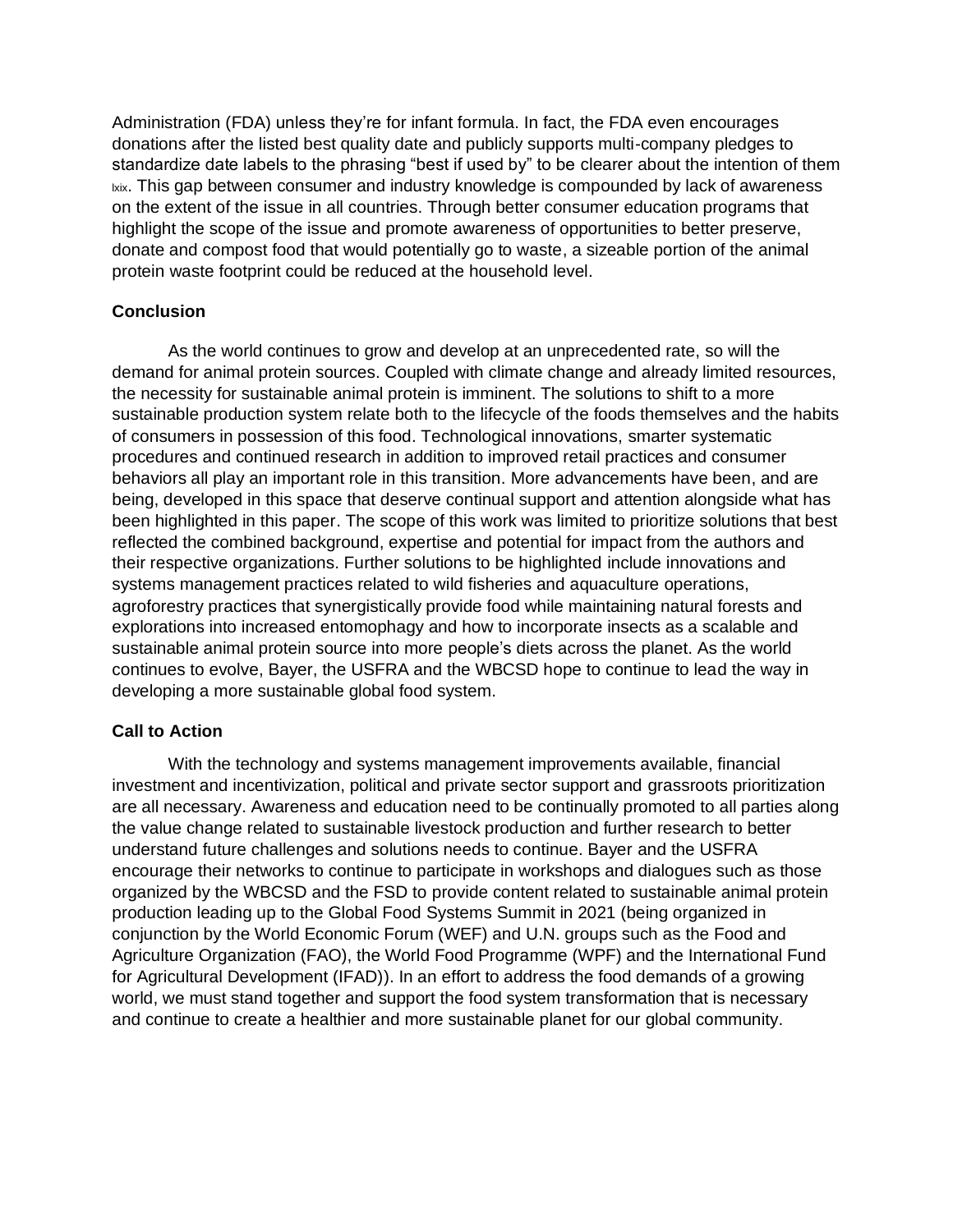Administration (FDA) unless they're for infant formula. In fact, the FDA even encourages donations after the listed best quality date and publicly supports multi-company pledges to standardize date labels to the phrasing "best if used by" to be clearer about the intention of them [lxix]. This gap between consumer and industry knowledge is compounded by lack of awareness on the extent of the issue in all countries. Through better consumer education programs that highlight the scope of the issue and promote awareness of opportunities to better preserve, donate and compost food that would potentially go to waste, a sizeable portion of the animal protein waste footprint could be reduced at the household level.

## Conclusion

As the world continues to grow and develop at an unprecedented rate, so will the demand for animal protein sources. Coupled with climate change and already limited resources, the necessity for sustainable animal protein is imminent. The solutions to shift to a more sustainable production system relate both to the lifecycle of the foods themselves and the habits of consumers in possession of this food. Technological innovations, smarter systematic procedures and continued research in addition to improved retail practices and consumer behaviors all play an important role in this transition. More advancements have been, and are being, developed in this space that deserve continual support and attention alongside what has been highlighted in this paper. The scope of this work was limited to prioritize solutions that best reflected the combined background, expertise and potential for impact from the authors and their respective organizations. Further solutions to be highlighted include innovations and systems management practices related to wild fisheries and aquaculture operations, agroforestry practices that synergistically provide food while maintaining natural forests and explorations into increased entomophagy and how to incorporate insects as a scalable and sustainable animal protein source into more people's diets across the planet. As the world continues to evolve, Bayer, the USFRA and the WBCSD hope to continue to lead the way in developing a more sustainable global food system.

## Call to Action

With the technology and systems management improvements available, financial investment and incentivization, political and private sector support and grassroots prioritization are all necessary. Awareness and education need to be continually promoted to all parties along the value change related to sustainable livestock production and further research to better understand future challenges and solutions needs to continue. Bayer and the USFRA encourage their networks to continue to participate in workshops and dialogues such as those organized by the WBCSD and the FSD to provide content related to sustainable animal protein production leading up to the Global Food Systems Summit in 2021 (being organized in conjunction by the World Economic Forum (WEF) and U.N. groups such as the Food and Agriculture Organization (FAO), the World Food Programme (WPF) and the International Fund for Agricultural Development (IFAD)). In an effort to address the food demands of a growing world, we must stand together and support the food system transformation that is necessary and continue to create a healthier and more sustainable planet for our global community.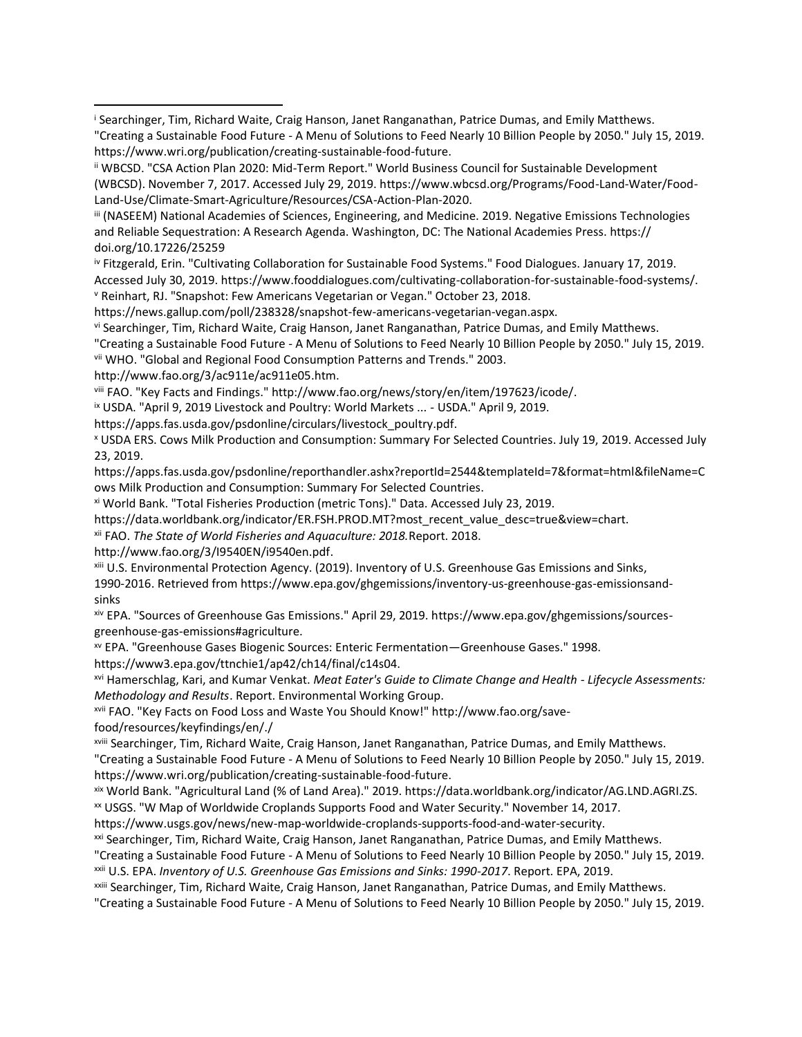[i] Searchinger, Tim, Richard Waite, Craig Hanson, Janet Ranganathan, Patrice Dumas, and Emily Matthews. "Creating a Sustainable Food Future - A Menu of Solutions to Feed Nearly 10 Billion People by 2050." July 15, 2019. https://www.wri.org/publication/creating-sustainable-food-future.

[ii] WBCSD. "CSA Action Plan 2020: Mid-Term Report." World Business Council for Sustainable Development (WBCSD). November 7, 2017. Accessed July 29, 2019. https://www.wbcsd.org/Programs/Food-Land-Water/Food-Land-Use/Climate-Smart-Agriculture/Resources/CSA-Action-Plan-2020.

[iii] (NASEEM) National Academies of Sciences, Engineering, and Medicine. 2019. Negative Emissions Technologies and Reliable Sequestration: A Research Agenda. Washington, DC: The National Academies Press. https:// doi.org/10.17226/25259

[iv] Fitzgerald, Erin. "Cultivating Collaboration for Sustainable Food Systems." Food Dialogues. January 17, 2019. Accessed July 30, 2019. https://www.fooddialogues.com/cultivating-collaboration-for-sustainable-food-systems/.

[v] Reinhart, RJ. "Snapshot: Few Americans Vegetarian or Vegan." October 23, 2018. https://news.gallup.com/poll/238328/snapshot-few-americans-vegetarian-vegan.aspx.

[vi] Searchinger, Tim, Richard Waite, Craig Hanson, Janet Ranganathan, Patrice Dumas, and Emily Matthews. "Creating a Sustainable Food Future - A Menu of Solutions to Feed Nearly 10 Billion People by 2050." July 15, 2019.

[vii] WHO. "Global and Regional Food Consumption Patterns and Trends." 2003. http://www.fao.org/3/ac911e/ac911e05.htm.

[viii] FAO. "Key Facts and Findings." http://www.fao.org/news/story/en/item/197623/icode/.

[ix] USDA. "April 9, 2019 Livestock and Poultry: World Markets ... - USDA." April 9, 2019. https://apps.fas.usda.gov/psdonline/circulars/livestock_poultry.pdf.

[x] USDA ERS. Cows Milk Production and Consumption: Summary For Selected Countries. July 19, 2019. Accessed July 23, 2019. https://apps.fas.usda.gov/psdonline/reporthandler.ashx?reportId=2544&templateId=7&format=html&fileName=Cows Milk Production and Consumption: Summary For Selected Countries.

[xi] World Bank. "Total Fisheries Production (metric Tons)." Data. Accessed July 23, 2019. https://data.worldbank.org/indicator/ER.FSH.PROD.MT?most_recent_value_desc=true&view=chart.

[xii] FAO. *The State of World Fisheries and Aquaculture: 2018.* Report. 2018. http://www.fao.org/3/I9540EN/i9540en.pdf.

[xiii] U.S. Environmental Protection Agency. (2019). Inventory of U.S. Greenhouse Gas Emissions and Sinks, 1990-2016. Retrieved from https://www.epa.gov/ghgemissions/inventory-us-greenhouse-gas-emissionsand-sinks

[xiv] EPA. "Sources of Greenhouse Gas Emissions." April 29, 2019. https://www.epa.gov/ghgemissions/sources-greenhouse-gas-emissions#agriculture.

[xv] EPA. "Greenhouse Gases Biogenic Sources: Enteric Fermentation—Greenhouse Gases." 1998. https://www3.epa.gov/ttnchie1/ap42/ch14/final/c14s04.

[xvi] Hamerschlag, Kari, and Kumar Venkat. *Meat Eater's Guide to Climate Change and Health - Lifecycle Assessments: Methodology and Results*. Report. Environmental Working Group.

[xvii] FAO. "Key Facts on Food Loss and Waste You Should Know!" http://www.fao.org/save-food/resources/keyfindings/en/./

[xviii] Searchinger, Tim, Richard Waite, Craig Hanson, Janet Ranganathan, Patrice Dumas, and Emily Matthews. "Creating a Sustainable Food Future - A Menu of Solutions to Feed Nearly 10 Billion People by 2050." July 15, 2019. https://www.wri.org/publication/creating-sustainable-food-future.

[xix] World Bank. "Agricultural Land (% of Land Area)." 2019. https://data.worldbank.org/indicator/AG.LND.AGRI.ZS.

[xx] USGS. "W Map of Worldwide Croplands Supports Food and Water Security." November 14, 2017. https://www.usgs.gov/news/new-map-worldwide-croplands-supports-food-and-water-security.

[xxi] Searchinger, Tim, Richard Waite, Craig Hanson, Janet Ranganathan, Patrice Dumas, and Emily Matthews. "Creating a Sustainable Food Future - A Menu of Solutions to Feed Nearly 10 Billion People by 2050." July 15, 2019.

[xxii] U.S. EPA. *Inventory of U.S. Greenhouse Gas Emissions and Sinks: 1990-2017*. Report. EPA, 2019.

[xxiii] Searchinger, Tim, Richard Waite, Craig Hanson, Janet Ranganathan, Patrice Dumas, and Emily Matthews. "Creating a Sustainable Food Future - A Menu of Solutions to Feed Nearly 10 Billion People by 2050." July 15, 2019.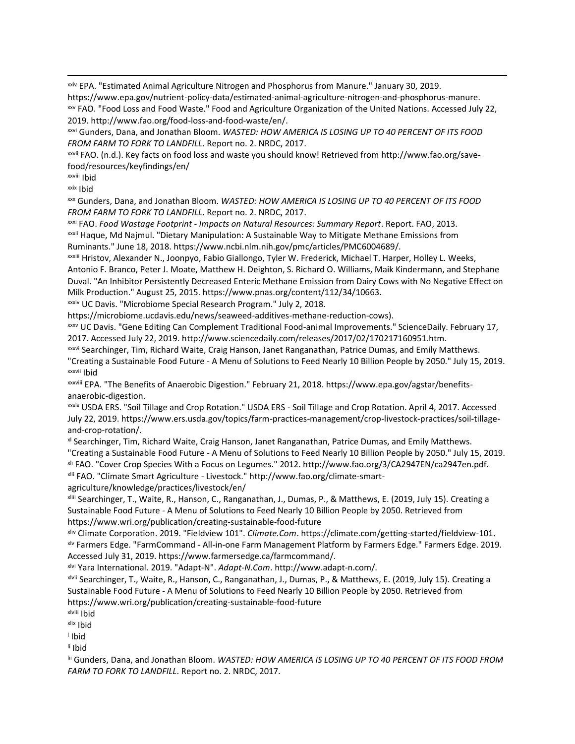[xxiv] EPA. "Estimated Animal Agriculture Nitrogen and Phosphorus from Manure." January 30, 2019. https://www.epa.gov/nutrient-policy-data/estimated-animal-agriculture-nitrogen-and-phosphorus-manure.

[xxv] FAO. "Food Loss and Food Waste." Food and Agriculture Organization of the United Nations. Accessed July 22, 2019. http://www.fao.org/food-loss-and-food-waste/en/.

[xxvi] Gunders, Dana, and Jonathan Bloom. *WASTED: HOW AMERICA IS LOSING UP TO 40 PERCENT OF ITS FOOD FROM FARM TO FORK TO LANDFILL*. Report no. 2. NRDC, 2017.

[xxvii] FAO. (n.d.). Key facts on food loss and waste you should know! Retrieved from http://www.fao.org/save-food/resources/keyfindings/en/

[xxviii] Ibid

[xxix] Ibid

[xxx] Gunders, Dana, and Jonathan Bloom. *WASTED: HOW AMERICA IS LOSING UP TO 40 PERCENT OF ITS FOOD FROM FARM TO FORK TO LANDFILL*. Report no. 2. NRDC, 2017.

[xxxi] FAO. *Food Wastage Footprint - Impacts on Natural Resources: Summary Report*. Report. FAO, 2013.

[xxxii] Haque, Md Najmul. "Dietary Manipulation: A Sustainable Way to Mitigate Methane Emissions from Ruminants." June 18, 2018. https://www.ncbi.nlm.nih.gov/pmc/articles/PMC6004689/.

[xxxiii] Hristov, Alexander N., Joonpyo, Fabio Giallongo, Tyler W. Frederick, Michael T. Harper, Holley L. Weeks, Antonio F. Branco, Peter J. Moate, Matthew H. Deighton, S. Richard O. Williams, Maik Kindermann, and Stephane Duval. "An Inhibitor Persistently Decreased Enteric Methane Emission from Dairy Cows with No Negative Effect on Milk Production." August 25, 2015. https://www.pnas.org/content/112/34/10663.

[xxxiv] UC Davis. "Microbiome Special Research Program." July 2, 2018. https://microbiome.ucdavis.edu/news/seaweed-additives-methane-reduction-cows).

[xxxv] UC Davis. "Gene Editing Can Complement Traditional Food-animal Improvements." ScienceDaily. February 17, 2017. Accessed July 22, 2019. http://www.sciencedaily.com/releases/2017/02/170217160951.htm.

[xxxvi] Searchinger, Tim, Richard Waite, Craig Hanson, Janet Ranganathan, Patrice Dumas, and Emily Matthews. "Creating a Sustainable Food Future - A Menu of Solutions to Feed Nearly 10 Billion People by 2050." July 15, 2019.

[xxxvii] Ibid

[xxxviii] EPA. "The Benefits of Anaerobic Digestion." February 21, 2018. https://www.epa.gov/agstar/benefits-anaerobic-digestion.

[xxxix] USDA ERS. "Soil Tillage and Crop Rotation." USDA ERS - Soil Tillage and Crop Rotation. April 4, 2017. Accessed July 22, 2019. https://www.ers.usda.gov/topics/farm-practices-management/crop-livestock-practices/soil-tillage-and-crop-rotation/.

[xl] Searchinger, Tim, Richard Waite, Craig Hanson, Janet Ranganathan, Patrice Dumas, and Emily Matthews. "Creating a Sustainable Food Future - A Menu of Solutions to Feed Nearly 10 Billion People by 2050." July 15, 2019.

[xli] FAO. "Cover Crop Species With a Focus on Legumes." 2012. http://www.fao.org/3/CA2947EN/ca2947en.pdf.

[xlii] FAO. "Climate Smart Agriculture - Livestock." http://www.fao.org/climate-smart-agriculture/knowledge/practices/livestock/en/

[xliii] Searchinger, T., Waite, R., Hanson, C., Ranganathan, J., Dumas, P., & Matthews, E. (2019, July 15). Creating a Sustainable Food Future - A Menu of Solutions to Feed Nearly 10 Billion People by 2050. Retrieved from https://www.wri.org/publication/creating-sustainable-food-future

[xliv] Climate Corporation. 2019. "Fieldview 101". *Climate.Com*. https://climate.com/getting-started/fieldview-101.

[xlv] Farmers Edge. "FarmCommand - All-in-one Farm Management Platform by Farmers Edge." Farmers Edge. 2019. Accessed July 31, 2019. https://www.farmersedge.ca/farmcommand/.

[xlvi] Yara International. 2019. "Adapt-N". *Adapt-N.Com*. http://www.adapt-n.com/.

[xlvii] Searchinger, T., Waite, R., Hanson, C., Ranganathan, J., Dumas, P., & Matthews, E. (2019, July 15). Creating a Sustainable Food Future - A Menu of Solutions to Feed Nearly 10 Billion People by 2050. Retrieved from https://www.wri.org/publication/creating-sustainable-food-future

[xlviii] Ibid

[xlix] Ibid

[l] Ibid

[li] Ibid

[lii] Gunders, Dana, and Jonathan Bloom. *WASTED: HOW AMERICA IS LOSING UP TO 40 PERCENT OF ITS FOOD FROM FARM TO FORK TO LANDFILL*. Report no. 2. NRDC, 2017.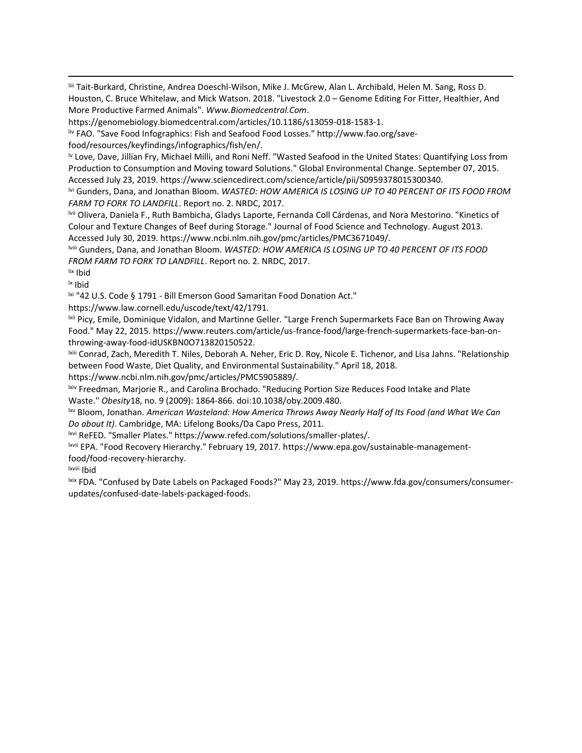[liii] Tait-Burkard, Christine, Andrea Doeschl-Wilson, Mike J. McGrew, Alan L. Archibald, Helen M. Sang, Ross D. Houston, C. Bruce Whitelaw, and Mick Watson. 2018. "Livestock 2.0 – Genome Editing For Fitter, Healthier, And More Productive Farmed Animals". *Www.Biomedcentral.Com*. https://genomebiology.biomedcentral.com/articles/10.1186/s13059-018-1583-1.

[liv] FAO. "Save Food Infographics: Fish and Seafood Food Losses." http://www.fao.org/save-food/resources/keyfindings/infographics/fish/en/.

[lv] Love, Dave, Jillian Fry, Michael Milli, and Roni Neff. "Wasted Seafood in the United States: Quantifying Loss from Production to Consumption and Moving toward Solutions." Global Environmental Change. September 07, 2015. Accessed July 23, 2019. https://www.sciencedirect.com/science/article/pii/S0959378015300340.

[lvi] Gunders, Dana, and Jonathan Bloom. *WASTED: HOW AMERICA IS LOSING UP TO 40 PERCENT OF ITS FOOD FROM FARM TO FORK TO LANDFILL*. Report no. 2. NRDC, 2017.

[lvii] Olivera, Daniela F., Ruth Bambicha, Gladys Laporte, Fernanda Coll Cárdenas, and Nora Mestorino. "Kinetics of Colour and Texture Changes of Beef during Storage." Journal of Food Science and Technology. August 2013. Accessed July 30, 2019. https://www.ncbi.nlm.nih.gov/pmc/articles/PMC3671049/.

[lviii] Gunders, Dana, and Jonathan Bloom. *WASTED: HOW AMERICA IS LOSING UP TO 40 PERCENT OF ITS FOOD FROM FARM TO FORK TO LANDFILL*. Report no. 2. NRDC, 2017.

[lix] Ibid

[lx] Ibid

[lxi] "42 U.S. Code § 1791 - Bill Emerson Good Samaritan Food Donation Act." https://www.law.cornell.edu/uscode/text/42/1791.

[lxii] Picy, Emile, Dominique Vidalon, and Martinne Geller. "Large French Supermarkets Face Ban on Throwing Away Food." May 22, 2015. https://www.reuters.com/article/us-france-food/large-french-supermarkets-face-ban-on-throwing-away-food-idUSKBN0O713820150522.

[lxiii] Conrad, Zach, Meredith T. Niles, Deborah A. Neher, Eric D. Roy, Nicole E. Tichenor, and Lisa Jahns. "Relationship between Food Waste, Diet Quality, and Environmental Sustainability." April 18, 2018. https://www.ncbi.nlm.nih.gov/pmc/articles/PMC5905889/.

[lxiv] Freedman, Marjorie R., and Carolina Brochado. "Reducing Portion Size Reduces Food Intake and Plate Waste." *Obesity*18, no. 9 (2009): 1864-866. doi:10.1038/oby.2009.480.

[lxv] Bloom, Jonathan. *American Wasteland: How America Throws Away Nearly Half of Its Food (and What We Can Do about It)*. Cambridge, MA: Lifelong Books/Da Capo Press, 2011.

[lxvi] ReFED. "Smaller Plates." https://www.refed.com/solutions/smaller-plates/.

[lxvii] EPA. "Food Recovery Hierarchy." February 19, 2017. https://www.epa.gov/sustainable-management-food/food-recovery-hierarchy.

[lxviii] Ibid

[lxix] FDA. "Confused by Date Labels on Packaged Foods?" May 23, 2019. https://www.fda.gov/consumers/consumer-updates/confused-date-labels-packaged-foods.